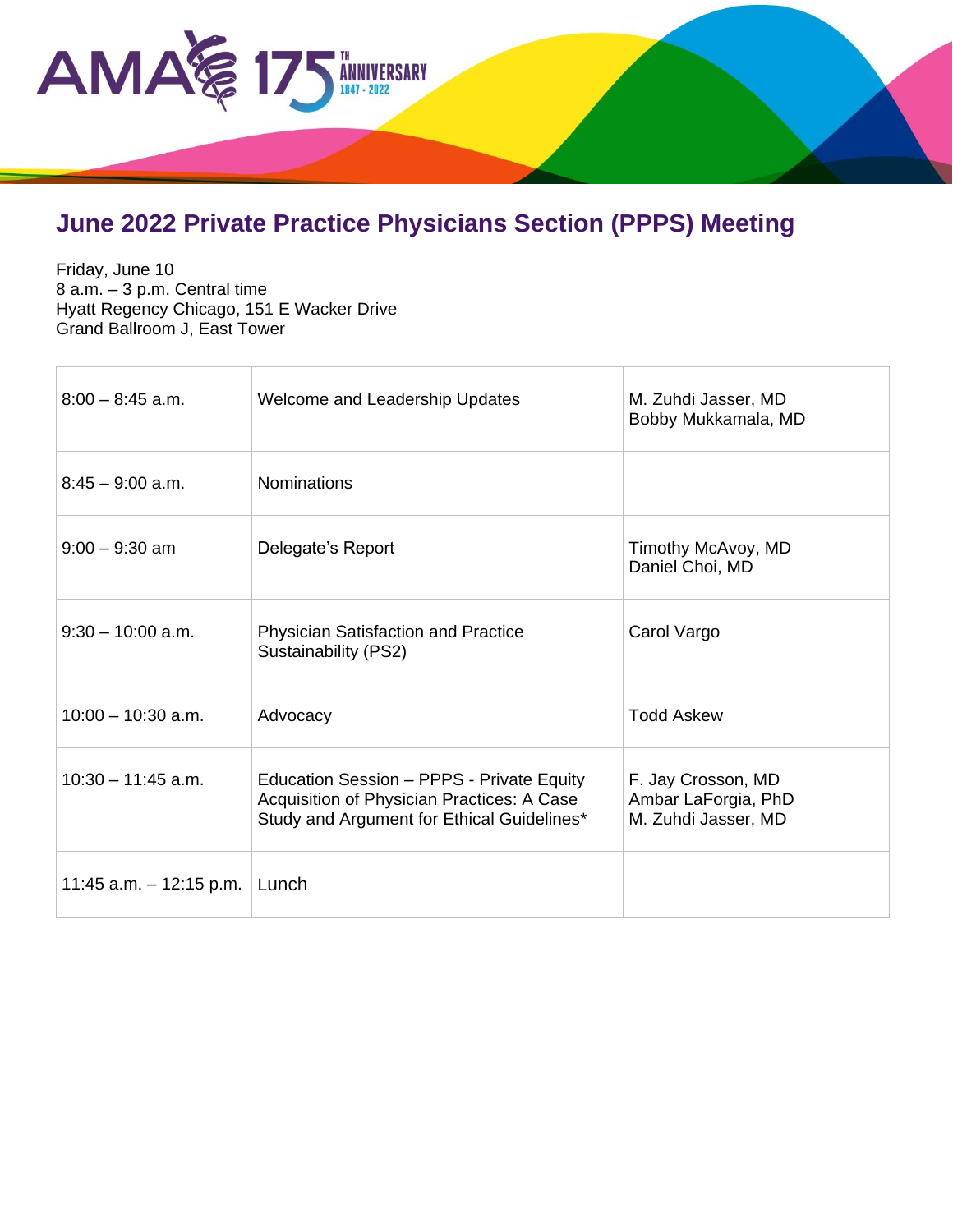# June 2022 Private Practice Physicians Section (PPPS) Meeting

Friday, June 10
8 a.m. – 3 p.m. Central time
Hyatt Regency Chicago, 151 E Wacker Drive
Grand Ballroom J, East Tower

| | | |
|---|---|---|
| 8:00 – 8:45 a.m. | Welcome and Leadership Updates | M. Zuhdi Jasser, MD<br>Bobby Mukkamala, MD |
| 8:45 – 9:00 a.m. | Nominations | |
| 9:00 – 9:30 am | Delegate's Report | Timothy McAvoy, MD<br>Daniel Choi, MD |
| 9:30 – 10:00 a.m. | Physician Satisfaction and Practice Sustainability (PS2) | Carol Vargo |
| 10:00 – 10:30 a.m. | Advocacy | Todd Askew |
| 10:30 – 11:45 a.m. | Education Session – PPPS - Private Equity Acquisition of Physician Practices: A Case Study and Argument for Ethical Guidelines* | F. Jay Crosson, MD<br>Ambar LaForgia, PhD<br>M. Zuhdi Jasser, MD |
| 11:45 a.m. – 12:15 p.m. | Lunch | |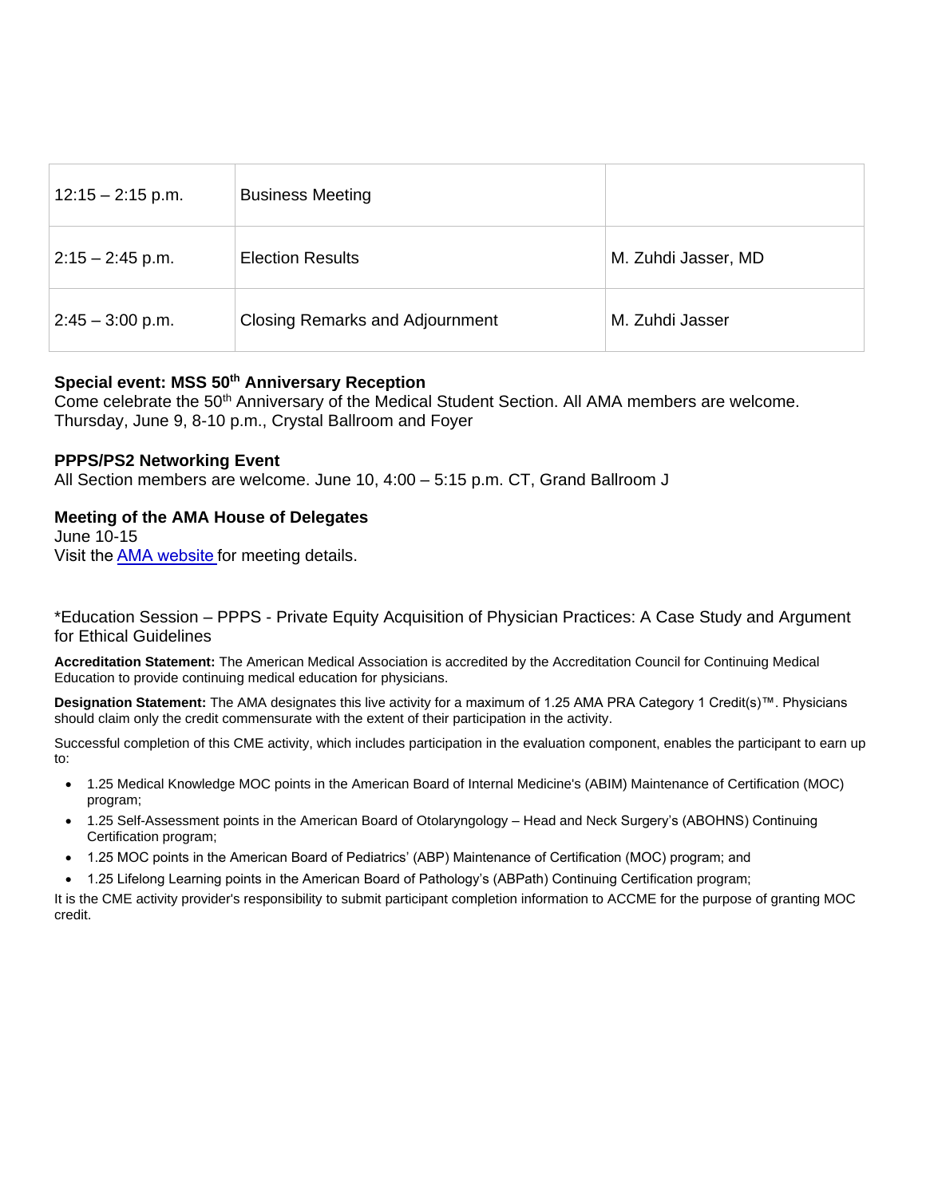| | | |
|---|---|---|
| 12:15 – 2:15 p.m. | Business Meeting | |
| 2:15 – 2:45 p.m. | Election Results | M. Zuhdi Jasser, MD |
| 2:45 – 3:00 p.m. | Closing Remarks and Adjournment | M. Zuhdi Jasser |

**Special event: MSS 50th Anniversary Reception**
Come celebrate the 50th Anniversary of the Medical Student Section. All AMA members are welcome.
Thursday, June 9, 8-10 p.m., Crystal Ballroom and Foyer

**PPPS/PS2 Networking Event**
All Section members are welcome. June 10, 4:00 – 5:15 p.m. CT, Grand Ballroom J

**Meeting of the AMA House of Delegates**
June 10-15
Visit the AMA website for meeting details.

*Education Session – PPPS - Private Equity Acquisition of Physician Practices: A Case Study and Argument for Ethical Guidelines

**Accreditation Statement:** The American Medical Association is accredited by the Accreditation Council for Continuing Medical Education to provide continuing medical education for physicians.

**Designation Statement:** The AMA designates this live activity for a maximum of 1.25 AMA PRA Category 1 Credit(s)™. Physicians should claim only the credit commensurate with the extent of their participation in the activity.

Successful completion of this CME activity, which includes participation in the evaluation component, enables the participant to earn up to:

- 1.25 Medical Knowledge MOC points in the American Board of Internal Medicine's (ABIM) Maintenance of Certification (MOC) program;
- 1.25 Self-Assessment points in the American Board of Otolaryngology – Head and Neck Surgery's (ABOHNS) Continuing Certification program;
- 1.25 MOC points in the American Board of Pediatrics' (ABP) Maintenance of Certification (MOC) program; and
- 1.25 Lifelong Learning points in the American Board of Pathology's (ABPath) Continuing Certification program;

It is the CME activity provider's responsibility to submit participant completion information to ACCME for the purpose of granting MOC credit.